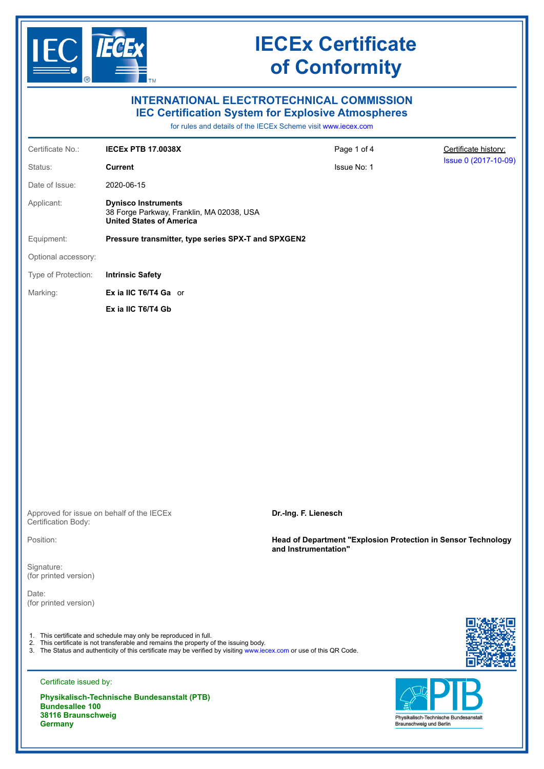# IECEx Certificate of Conformity

## INTERNATIONAL ELECTROTECHNICAL COMMISSION
## IEC Certification System for Explosive Atmospheres

for rules and details of the IECEx Scheme visit www.iecex.com

| | | | |
|---|---|---|---|
| Certificate No.: | **IECEx PTB 17.0038X** | Page 1 of 4 | Certificate history: |
| Status: | **Current** | Issue No: 1 | Issue 0 (2017-10-09) |
| Date of Issue: | 2020-06-15 | | |
| Applicant: | **Dynisco Instruments**<br>38 Forge Parkway, Franklin, MA 02038, USA<br>**United States of America** | | |
| Equipment: | **Pressure transmitter, type series SPX-T and SPXGEN2** | | |
| Optional accessory: | | | |
| Type of Protection: | **Intrinsic Safety** | | |
| Marking: | **Ex ia IIC T6/T4 Ga** or<br><br>**Ex ia IIC T6/T4 Gb** | | |

Approved for issue on behalf of the IECEx Certification Body: **Dr.-Ing. F. Lienesch**

Position: **Head of Department "Explosion Protection in Sensor Technology and Instrumentation"**

Signature:
(for printed version)

Date:
(for printed version)

1. This certificate and schedule may only be reproduced in full.
2. This certificate is not transferable and remains the property of the issuing body.
3. The Status and authenticity of this certificate may be verified by visiting www.iecex.com or use of this QR Code.

Certificate issued by:

**Physikalisch-Technische Bundesanstalt (PTB)**
**Bundesallee 100**
**38116 Braunschweig**
**Germany**

Physikalisch-Technische Bundesanstalt
Braunschweig und Berlin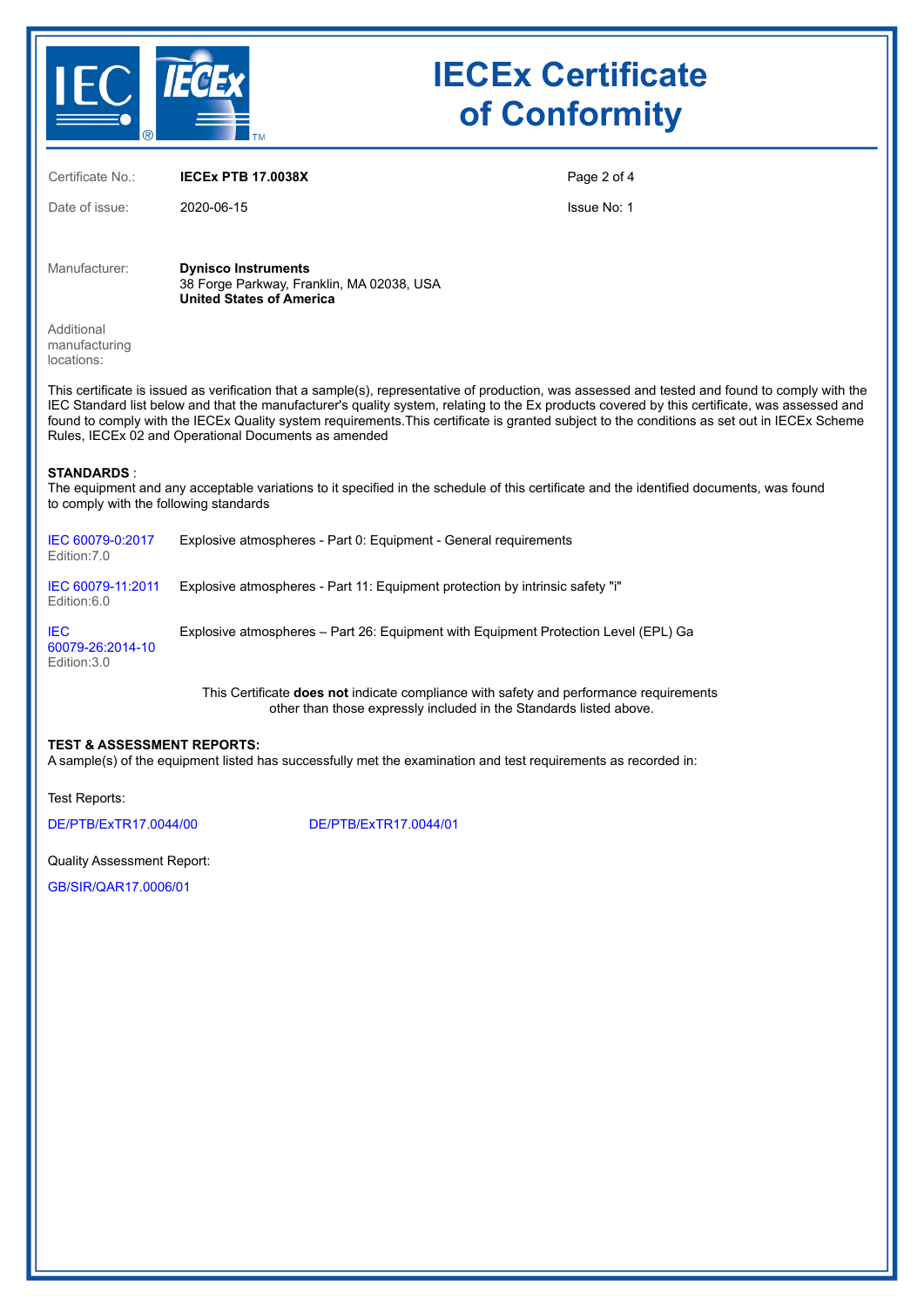# IECEx Certificate of Conformity

| | | | |
|---|---|---|---|
| Certificate No.: | **IECEx PTB 17.0038X** | | |
| Date of issue: | 2020-06-15 | | Issue No: 1 |

Manufacturer: **Dynisco Instruments**
38 Forge Parkway, Franklin, MA 02038, USA
**United States of America**

Additional manufacturing locations:

This certificate is issued as verification that a sample(s), representative of production, was assessed and tested and found to comply with the IEC Standard list below and that the manufacturer's quality system, relating to the Ex products covered by this certificate, was assessed and found to comply with the IECEx Quality system requirements.This certificate is granted subject to the conditions as set out in IECEx Scheme Rules, IECEx 02 and Operational Documents as amended

**STANDARDS** :
The equipment and any acceptable variations to it specified in the schedule of this certificate and the identified documents, was found to comply with the following standards

| | |
|---|---|
| IEC 60079-0:2017 Edition:7.0 | Explosive atmospheres - Part 0: Equipment - General requirements |
| IEC 60079-11:2011 Edition:6.0 | Explosive atmospheres - Part 11: Equipment protection by intrinsic safety "i" |
| IEC 60079-26:2014-10 Edition:3.0 | Explosive atmospheres – Part 26: Equipment with Equipment Protection Level (EPL) Ga |

This Certificate **does not** indicate compliance with safety and performance requirements other than those expressly included in the Standards listed above.

**TEST & ASSESSMENT REPORTS:**
A sample(s) of the equipment listed has successfully met the examination and test requirements as recorded in:

Test Reports:

DE/PTB/ExTR17.0044/00 DE/PTB/ExTR17.0044/01

Quality Assessment Report:

GB/SIR/QAR17.0006/01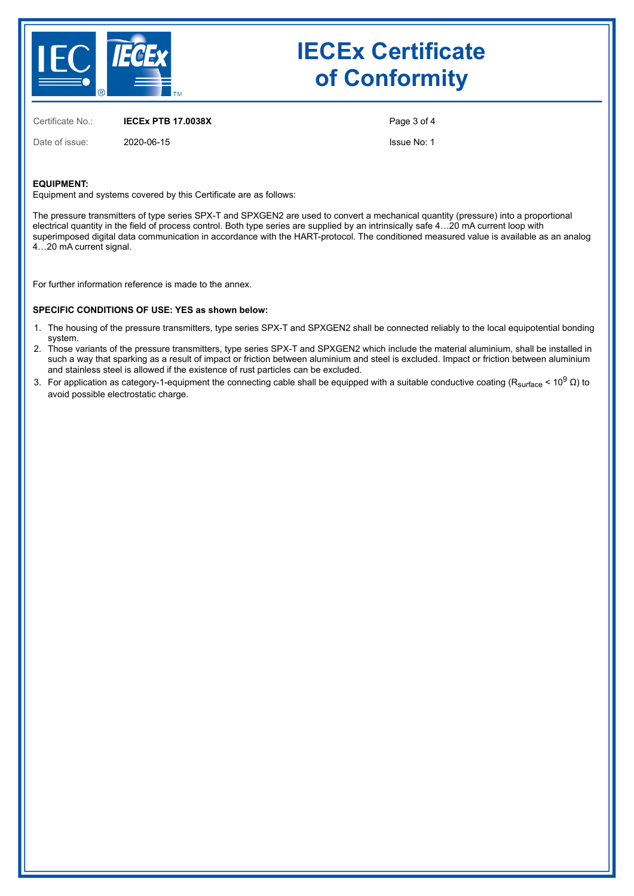# IECEx Certificate of Conformity

Certificate No.: **IECEx PTB 17.0038X**

Date of issue: 2020-06-15

Issue No: 1

**EQUIPMENT:**

Equipment and systems covered by this Certificate are as follows:

The pressure transmitters of type series SPX-T and SPXGEN2 are used to convert a mechanical quantity (pressure) into a proportional electrical quantity in the field of process control. Both type series are supplied by an intrinsically safe 4…20 mA current loop with superimposed digital data communication in accordance with the HART-protocol. The conditioned measured value is available as an analog 4…20 mA current signal.

For further information reference is made to the annex.

**SPECIFIC CONDITIONS OF USE: YES as shown below:**

1. The housing of the pressure transmitters, type series SPX-T and SPXGEN2 shall be connected reliably to the local equipotential bonding system.
2. Those variants of the pressure transmitters, type series SPX-T and SPXGEN2 which include the material aluminium, shall be installed in such a way that sparking as a result of impact or friction between aluminium and steel is excluded. Impact or friction between aluminium and stainless steel is allowed if the existence of rust particles can be excluded.
3. For application as category-1-equipment the connecting cable shall be equipped with a suitable conductive coating ($R_{surface} < 10^9\ \Omega$) to avoid possible electrostatic charge.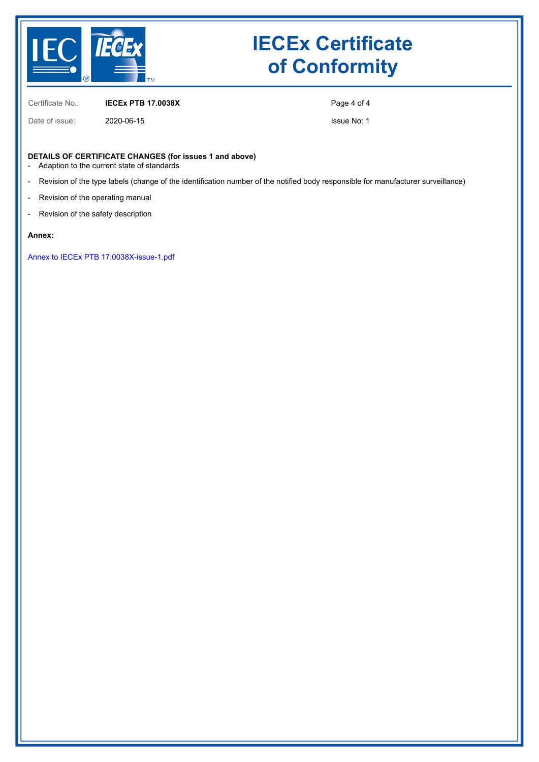# IECEx Certificate of Conformity

Certificate No.: **IECEx PTB 17.0038X**

Date of issue: 2020-06-15

Issue No: 1

**DETAILS OF CERTIFICATE CHANGES (for issues 1 and above)**

- Adaption to the current state of standards
- Revision of the type labels (change of the identification number of the notified body responsible for manufacturer surveillance)
- Revision of the operating manual
- Revision of the safety description

**Annex:**

Annex to IECEx PTB 17.0038X-issue-1.pdf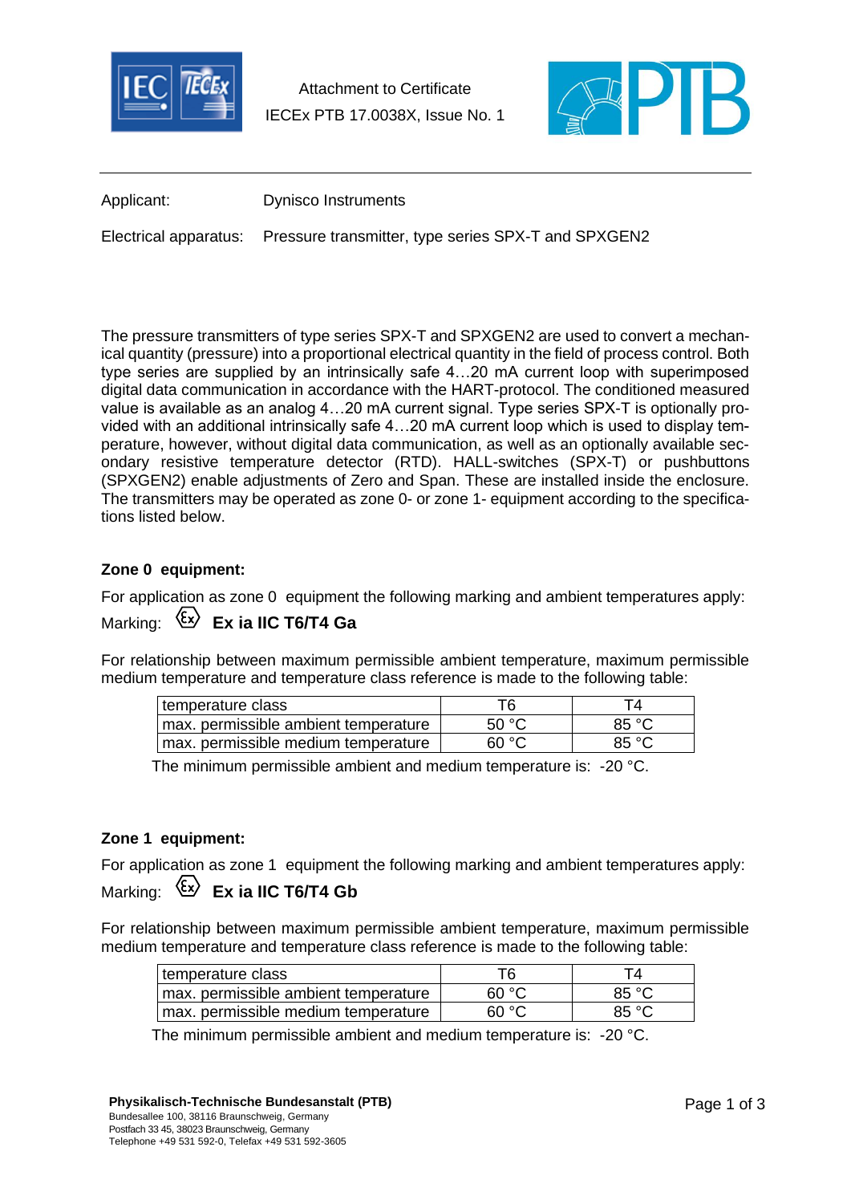Attachment to Certificate
IECEx PTB 17.0038X, Issue No. 1

Applicant: Dynisco Instruments

Electrical apparatus: Pressure transmitter, type series SPX-T and SPXGEN2

The pressure transmitters of type series SPX-T and SPXGEN2 are used to convert a mechanical quantity (pressure) into a proportional electrical quantity in the field of process control. Both type series are supplied by an intrinsically safe 4…20 mA current loop with superimposed digital data communication in accordance with the HART-protocol. The conditioned measured value is available as an analog 4…20 mA current signal. Type series SPX-T is optionally provided with an additional intrinsically safe 4…20 mA current loop which is used to display temperature, however, without digital data communication, as well as an optionally available secondary resistive temperature detector (RTD). HALL-switches (SPX-T) or pushbuttons (SPXGEN2) enable adjustments of Zero and Span. These are installed inside the enclosure. The transmitters may be operated as zone 0- or zone 1- equipment according to the specifications listed below.

**Zone 0 equipment:**

For application as zone 0 equipment the following marking and ambient temperatures apply:

Marking: ⟨Ex⟩ **Ex ia IIC T6/T4 Ga**

For relationship between maximum permissible ambient temperature, maximum permissible medium temperature and temperature class reference is made to the following table:

| temperature class | T6 | T4 |
|---|---|---|
| max. permissible ambient temperature | 50 °C | 85 °C |
| max. permissible medium temperature | 60 °C | 85 °C |

The minimum permissible ambient and medium temperature is: -20 °C.

**Zone 1 equipment:**

For application as zone 1 equipment the following marking and ambient temperatures apply:

Marking: ⟨Ex⟩ **Ex ia IIC T6/T4 Gb**

For relationship between maximum permissible ambient temperature, maximum permissible medium temperature and temperature class reference is made to the following table:

| temperature class | T6 | T4 |
|---|---|---|
| max. permissible ambient temperature | 60 °C | 85 °C |
| max. permissible medium temperature | 60 °C | 85 °C |

The minimum permissible ambient and medium temperature is: -20 °C.

**Physikalisch-Technische Bundesanstalt (PTB)**
Bundesallee 100, 38116 Braunschweig, Germany
Postfach 33 45, 38023 Braunschweig, Germany
Telephone +49 531 592-0, Telefax +49 531 592-3605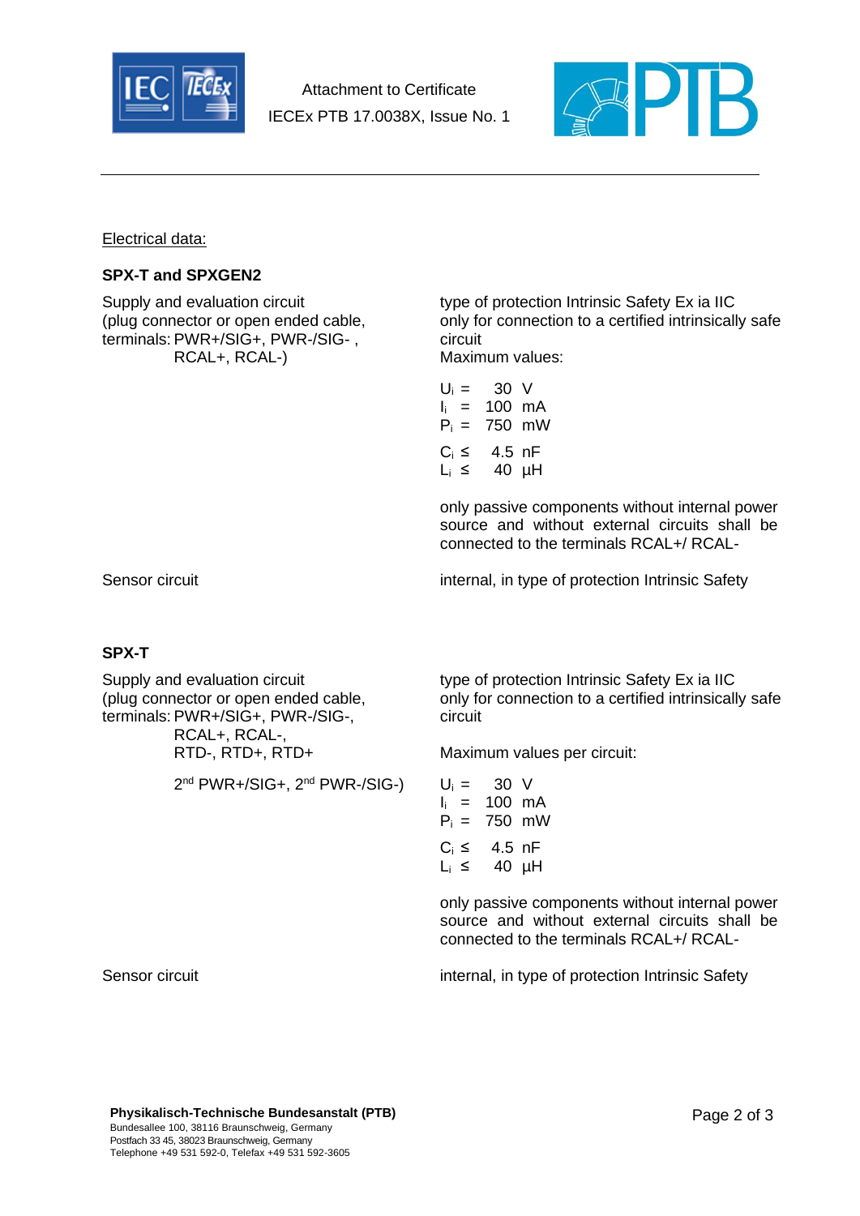Attachment to Certificate
IECEx PTB 17.0038X, Issue No. 1

Electrical data:

**SPX-T and SPXGEN2**

| | |
|---|---|
| Supply and evaluation circuit (plug connector or open ended cable, terminals: PWR+/SIG+, PWR-/SIG- , RCAL+, RCAL-) | type of protection Intrinsic Safety Ex ia IIC only for connection to a certified intrinsically safe circuit<br>Maximum values:<br>$U_i$ = 30 V<br>$I_i$ = 100 mA<br>$P_i$ = 750 mW<br>$C_i \leq$ 4.5 nF<br>$L_i \leq$ 40 µH<br>only passive components without internal power source and without external circuits shall be connected to the terminals RCAL+/ RCAL- |
| Sensor circuit | internal, in type of protection Intrinsic Safety |

**SPX-T**

| | |
|---|---|
| Supply and evaluation circuit (plug connector or open ended cable, terminals: PWR+/SIG+, PWR-/SIG-, RCAL+, RCAL-, RTD-, RTD+, RTD+<br>2nd PWR+/SIG+, 2nd PWR-/SIG-) | type of protection Intrinsic Safety Ex ia IIC only for connection to a certified intrinsically safe circuit<br>Maximum values per circuit:<br>$U_i$ = 30 V<br>$I_i$ = 100 mA<br>$P_i$ = 750 mW<br>$C_i \leq$ 4.5 nF<br>$L_i \leq$ 40 µH<br>only passive components without internal power source and without external circuits shall be connected to the terminals RCAL+/ RCAL- |
| Sensor circuit | internal, in type of protection Intrinsic Safety |

**Physikalisch-Technische Bundesanstalt (PTB)**
Bundesallee 100, 38116 Braunschweig, Germany
Postfach 33 45, 38023 Braunschweig, Germany
Telephone +49 531 592-0, Telefax +49 531 592-3605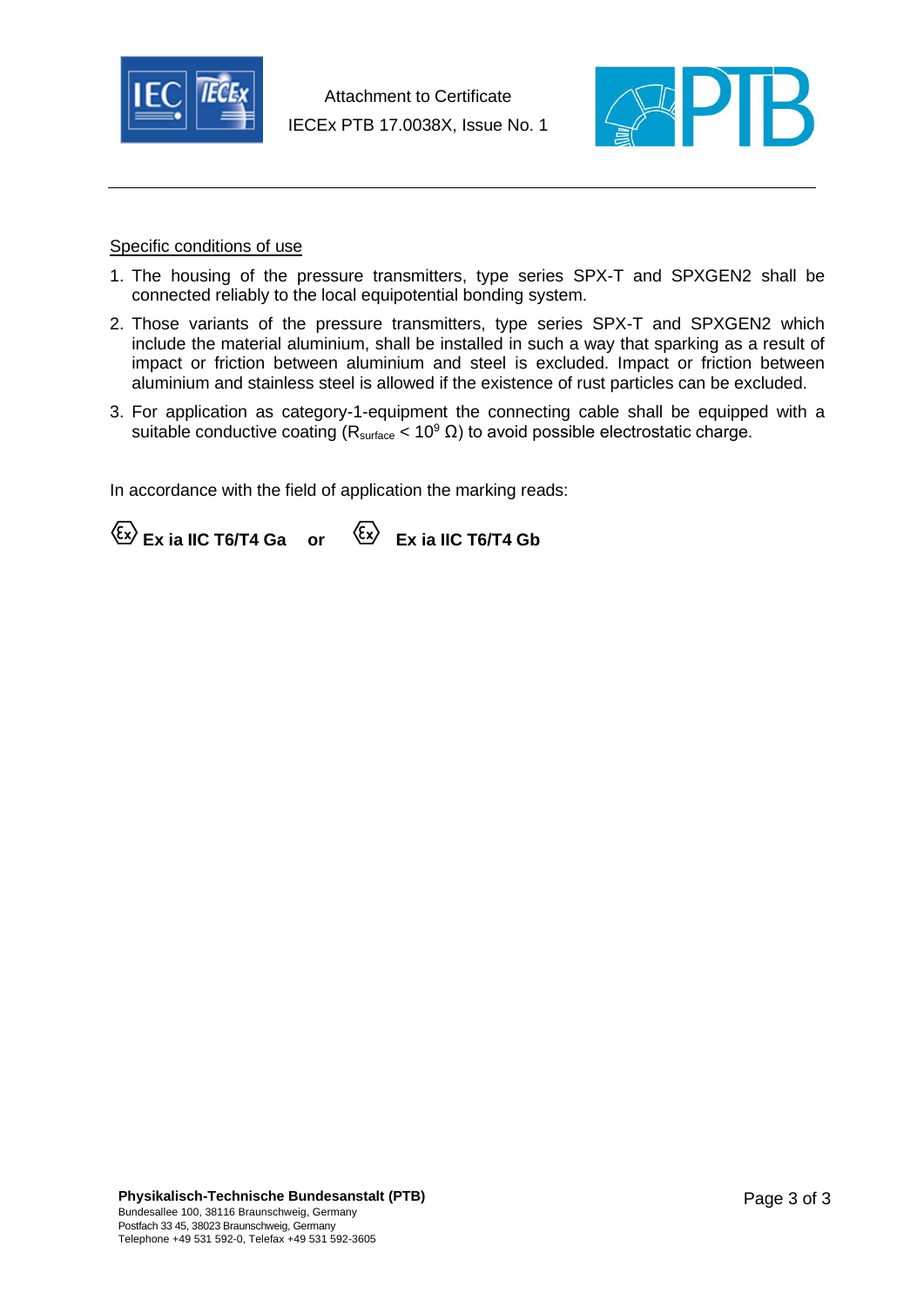Attachment to Certificate
IECEx PTB 17.0038X, Issue No. 1

Specific conditions of use

1. The housing of the pressure transmitters, type series SPX-T and SPXGEN2 shall be connected reliably to the local equipotential bonding system.
2. Those variants of the pressure transmitters, type series SPX-T and SPXGEN2 which include the material aluminium, shall be installed in such a way that sparking as a result of impact or friction between aluminium and steel is excluded. Impact or friction between aluminium and stainless steel is allowed if the existence of rust particles can be excluded.
3. For application as category-1-equipment the connecting cable shall be equipped with a suitable conductive coating ($R_{surface} < 10^9\ \Omega$) to avoid possible electrostatic charge.

In accordance with the field of application the marking reads:

⟨Ex⟩ **Ex ia IIC T6/T4 Ga** **or** ⟨Ex⟩ **Ex ia IIC T6/T4 Gb**

**Physikalisch-Technische Bundesanstalt (PTB)**
Bundesallee 100, 38116 Braunschweig, Germany
Postfach 33 45, 38023 Braunschweig, Germany
Telephone +49 531 592-0, Telefax +49 531 592-3605